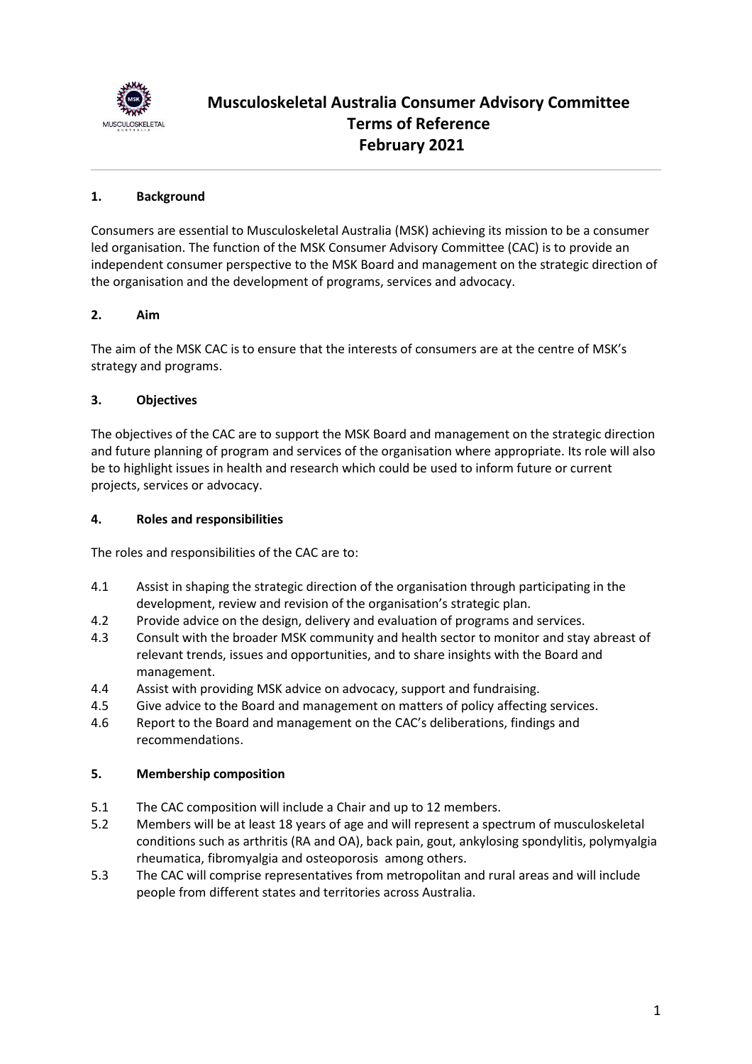# Musculoskeletal Australia Consumer Advisory Committee
# Terms of Reference
# February 2021

## 1. Background

Consumers are essential to Musculoskeletal Australia (MSK) achieving its mission to be a consumer led organisation. The function of the MSK Consumer Advisory Committee (CAC) is to provide an independent consumer perspective to the MSK Board and management on the strategic direction of the organisation and the development of programs, services and advocacy.

## 2. Aim

The aim of the MSK CAC is to ensure that the interests of consumers are at the centre of MSK's strategy and programs.

## 3. Objectives

The objectives of the CAC are to support the MSK Board and management on the strategic direction and future planning of program and services of the organisation where appropriate. Its role will also be to highlight issues in health and research which could be used to inform future or current projects, services or advocacy.

## 4. Roles and responsibilities

The roles and responsibilities of the CAC are to:

4.1 Assist in shaping the strategic direction of the organisation through participating in the development, review and revision of the organisation's strategic plan.

4.2 Provide advice on the design, delivery and evaluation of programs and services.

4.3 Consult with the broader MSK community and health sector to monitor and stay abreast of relevant trends, issues and opportunities, and to share insights with the Board and management.

4.4 Assist with providing MSK advice on advocacy, support and fundraising.

4.5 Give advice to the Board and management on matters of policy affecting services.

4.6 Report to the Board and management on the CAC's deliberations, findings and recommendations.

## 5. Membership composition

5.1 The CAC composition will include a Chair and up to 12 members.

5.2 Members will be at least 18 years of age and will represent a spectrum of musculoskeletal conditions such as arthritis (RA and OA), back pain, gout, ankylosing spondylitis, polymyalgia rheumatica, fibromyalgia and osteoporosis among others.

5.3 The CAC will comprise representatives from metropolitan and rural areas and will include people from different states and territories across Australia.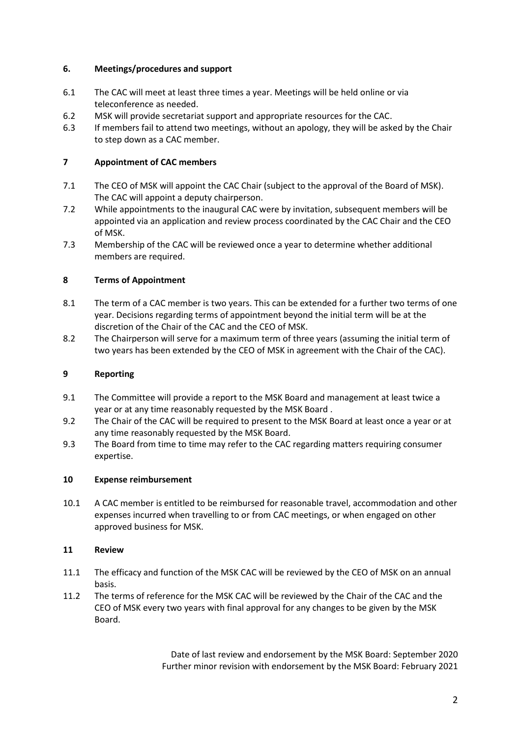## 6. Meetings/procedures and support

6.1 The CAC will meet at least three times a year. Meetings will be held online or via teleconference as needed.

6.2 MSK will provide secretariat support and appropriate resources for the CAC.

6.3 If members fail to attend two meetings, without an apology, they will be asked by the Chair to step down as a CAC member.

## 7 Appointment of CAC members

7.1 The CEO of MSK will appoint the CAC Chair (subject to the approval of the Board of MSK). The CAC will appoint a deputy chairperson.

7.2 While appointments to the inaugural CAC were by invitation, subsequent members will be appointed via an application and review process coordinated by the CAC Chair and the CEO of MSK.

7.3 Membership of the CAC will be reviewed once a year to determine whether additional members are required.

## 8 Terms of Appointment

8.1 The term of a CAC member is two years. This can be extended for a further two terms of one year. Decisions regarding terms of appointment beyond the initial term will be at the discretion of the Chair of the CAC and the CEO of MSK.

8.2 The Chairperson will serve for a maximum term of three years (assuming the initial term of two years has been extended by the CEO of MSK in agreement with the Chair of the CAC).

## 9 Reporting

9.1 The Committee will provide a report to the MSK Board and management at least twice a year or at any time reasonably requested by the MSK Board .

9.2 The Chair of the CAC will be required to present to the MSK Board at least once a year or at any time reasonably requested by the MSK Board.

9.3 The Board from time to time may refer to the CAC regarding matters requiring consumer expertise.

## 10 Expense reimbursement

10.1 A CAC member is entitled to be reimbursed for reasonable travel, accommodation and other expenses incurred when travelling to or from CAC meetings, or when engaged on other approved business for MSK.

## 11 Review

11.1 The efficacy and function of the MSK CAC will be reviewed by the CEO of MSK on an annual basis.

11.2 The terms of reference for the MSK CAC will be reviewed by the Chair of the CAC and the CEO of MSK every two years with final approval for any changes to be given by the MSK Board.

Date of last review and endorsement by the MSK Board: September 2020
Further minor revision with endorsement by the MSK Board: February 2021